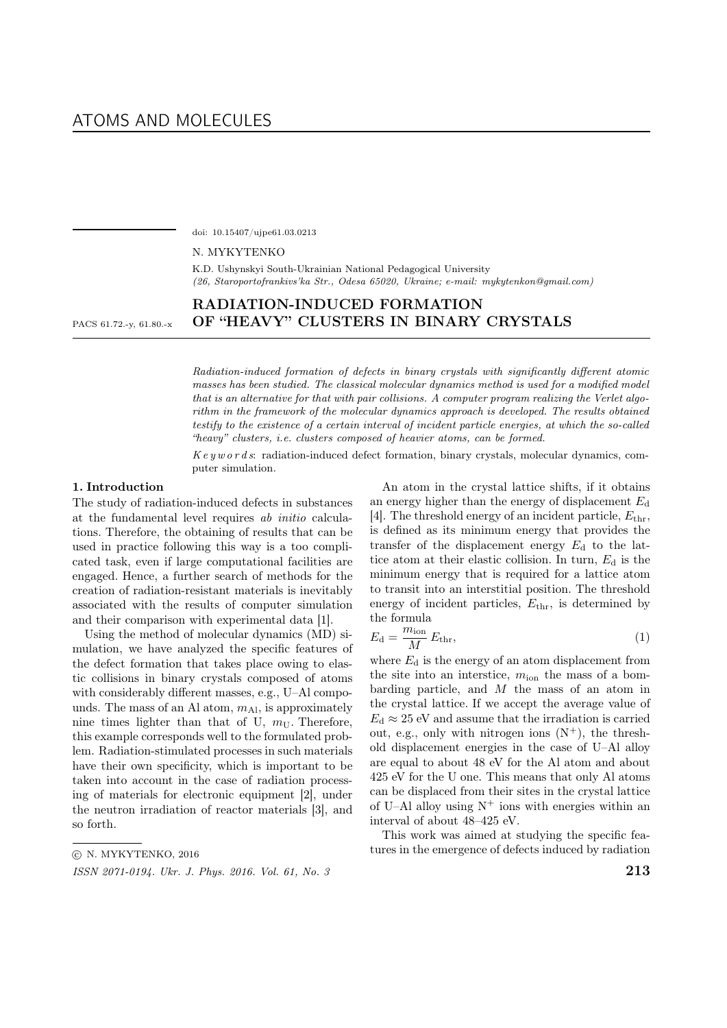# ATOMS AND MOLECULES

doi: 10.15407/ujpe61.03.0213

N. MYKYTENKO

K.D. Ushynskyi South-Ukrainian National Pedagogical University
*(26, Staroportofrankivs'ka Str., Odesa 65020, Ukraine; e-mail: mykytenkon@gmail.com)*

PACS 61.72.-y, 61.80.-x

## RADIATION-INDUCED FORMATION OF "HEAVY" CLUSTERS IN BINARY CRYSTALS

*Radiation-induced formation of defects in binary crystals with significantly different atomic masses has been studied. The classical molecular dynamics method is used for a modified model that is an alternative for that with pair collisions. A computer program realizing the Verlet algorithm in the framework of the molecular dynamics approach is developed. The results obtained testify to the existence of a certain interval of incident particle energies, at which the so-called "heavy" clusters, i.e. clusters composed of heavier atoms, can be formed.*

*K e y w o r d s*: radiation-induced defect formation, binary crystals, molecular dynamics, computer simulation.

### 1. Introduction

The study of radiation-induced defects in substances at the fundamental level requires *ab initio* calculations. Therefore, the obtaining of results that can be used in practice following this way is a too complicated task, even if large computational facilities are engaged. Hence, a further search of methods for the creation of radiation-resistant materials is inevitably associated with the results of computer simulation and their comparison with experimental data [1].

Using the method of molecular dynamics (MD) simulation, we have analyzed the specific features of the defect formation that takes place owing to elastic collisions in binary crystals composed of atoms with considerably different masses, e.g., U–Al compounds. The mass of an Al atom, $m_{\rm Al}$, is approximately nine times lighter than that of U, $m_{\rm U}$. Therefore, this example corresponds well to the formulated problem. Radiation-stimulated processes in such materials have their own specificity, which is important to be taken into account in the case of radiation processing of materials for electronic equipment [2], under the neutron irradiation of reactor materials [3], and so forth.

An atom in the crystal lattice shifts, if it obtains an energy higher than the energy of displacement $E_{\rm d}$ [4]. The threshold energy of an incident particle, $E_{\rm thr}$, is defined as its minimum energy that provides the transfer of the displacement energy $E_{\rm d}$ to the lattice atom at their elastic collision. In turn, $E_{\rm d}$ is the minimum energy that is required for a lattice atom to transit into an interstitial position. The threshold energy of incident particles, $E_{\rm thr}$, is determined by the formula

$$E_{\rm d} = \frac{m_{\rm ion}}{M} E_{\rm thr}, \tag{1}$$

where $E_{\rm d}$ is the energy of an atom displacement from the site into an interstice, $m_{\rm ion}$ the mass of a bombarding particle, and $M$ the mass of an atom in the crystal lattice. If we accept the average value of $E_{\rm d} \approx 25$ eV and assume that the irradiation is carried out, e.g., only with nitrogen ions ($N^+$), the threshold displacement energies in the case of U–Al alloy are equal to about 48 eV for the Al atom and about 425 eV for the U one. This means that only Al atoms can be displaced from their sites in the crystal lattice of U–Al alloy using $N^+$ ions with energies within an interval of about 48–425 eV.

This work was aimed at studying the specific features in the emergence of defects induced by radiation

© N. MYKYTENKO, 2016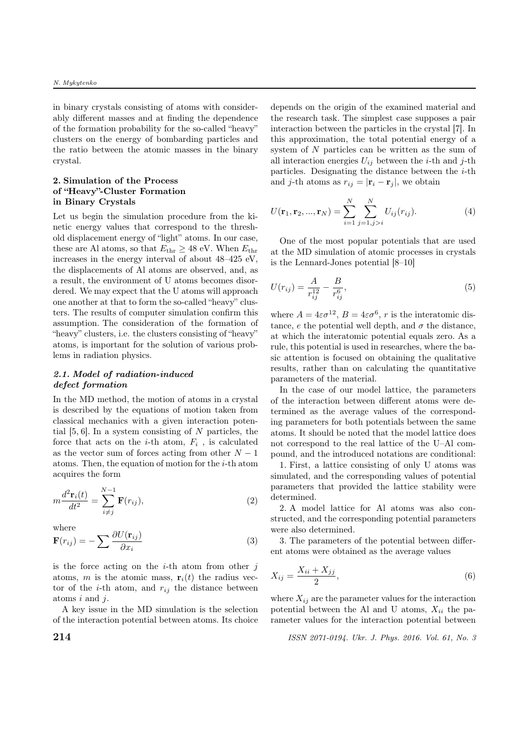in binary crystals consisting of atoms with considerably different masses and at finding the dependence of the formation probability for the so-called "heavy" clusters on the energy of bombarding particles and the ratio between the atomic masses in the binary crystal.

## 2. Simulation of the Process of "Heavy"-Cluster Formation in Binary Crystals

Let us begin the simulation procedure from the kinetic energy values that correspond to the threshold displacement energy of "light" atoms. In our case, these are Al atoms, so that $E_{\rm thr} \geq 48$ eV. When $E_{\rm thr}$ increases in the energy interval of about 48–425 eV, the displacements of Al atoms are observed, and, as a result, the environment of U atoms becomes disordered. We may expect that the U atoms will approach one another at that to form the so-called "heavy" clusters. The results of computer simulation confirm this assumption. The consideration of the formation of "heavy" clusters, i.e. the clusters consisting of "heavy" atoms, is important for the solution of various problems in radiation physics.

### *2.1. Model of radiation-induced defect formation*

In the MD method, the motion of atoms in a crystal is described by the equations of motion taken from classical mechanics with a given interaction potential [5, 6]. In a system consisting of $N$ particles, the force that acts on the $i$-th atom, $F_i$ , is calculated as the vector sum of forces acting from other $N-1$ atoms. Then, the equation of motion for the $i$-th atom acquires the form

$$m\frac{d^2\mathbf{r}_i(t)}{dt^2} = \sum_{i\neq j}^{N-1} \mathbf{F}(r_{ij}), \tag{2}$$

where

$$\mathbf{F}(r_{ij}) = -\sum \frac{\partial U(\mathbf{r}_{ij})}{\partial x_i} \tag{3}$$

is the force acting on the $i$-th atom from other $j$ atoms, $m$ is the atomic mass, $\mathbf{r}_i(t)$ the radius vector of the $i$-th atom, and $r_{ij}$ the distance between atoms $i$ and $j$.

A key issue in the MD simulation is the selection of the interaction potential between atoms. Its choice depends on the origin of the examined material and the research task. The simplest case supposes a pair interaction between the particles in the crystal [7]. In this approximation, the total potential energy of a system of $N$ particles can be written as the sum of all interaction energies $U_{ij}$ between the $i$-th and $j$-th particles. Designating the distance between the $i$-th and $j$-th atoms as $r_{ij} = |\mathbf{r}_i - \mathbf{r}_j|$, we obtain

$$U(\mathbf{r}_1, \mathbf{r}_2, ..., \mathbf{r}_N) = \sum_{i=1}^{N} \sum_{j=1, j>i}^{N} U_{ij}(r_{ij}). \tag{4}$$

One of the most popular potentials that are used at the MD simulation of atomic processes in crystals is the Lennard-Jones potential [8–10]

$$U(r_{ij}) = \frac{A}{r_{ij}^{12}} - \frac{B}{r_{ij}^{6}}, \tag{5}$$

where $A = 4\varepsilon\sigma^{12}$, $B = 4\varepsilon\sigma^{6}$, $r$ is the interatomic distance, $e$ the potential well depth, and $\sigma$ the distance, at which the interatomic potential equals zero. As a rule, this potential is used in researches, where the basic attention is focused on obtaining the qualitative results, rather than on calculating the quantitative parameters of the material.

In the case of our model lattice, the parameters of the interaction between different atoms were determined as the average values of the corresponding parameters for both potentials between the same atoms. It should be noted that the model lattice does not correspond to the real lattice of the U–Al compound, and the introduced notations are conditional:

1. First, a lattice consisting of only U atoms was simulated, and the corresponding values of potential parameters that provided the lattice stability were determined.

2. A model lattice for Al atoms was also constructed, and the corresponding potential parameters were also determined.

3. The parameters of the potential between different atoms were obtained as the average values

$$X_{ij} = \frac{X_{ii} + X_{jj}}{2}, \tag{6}$$

where $X_{ij}$ are the parameter values for the interaction potential between the Al and U atoms, $X_{ii}$ the parameter values for the interaction potential between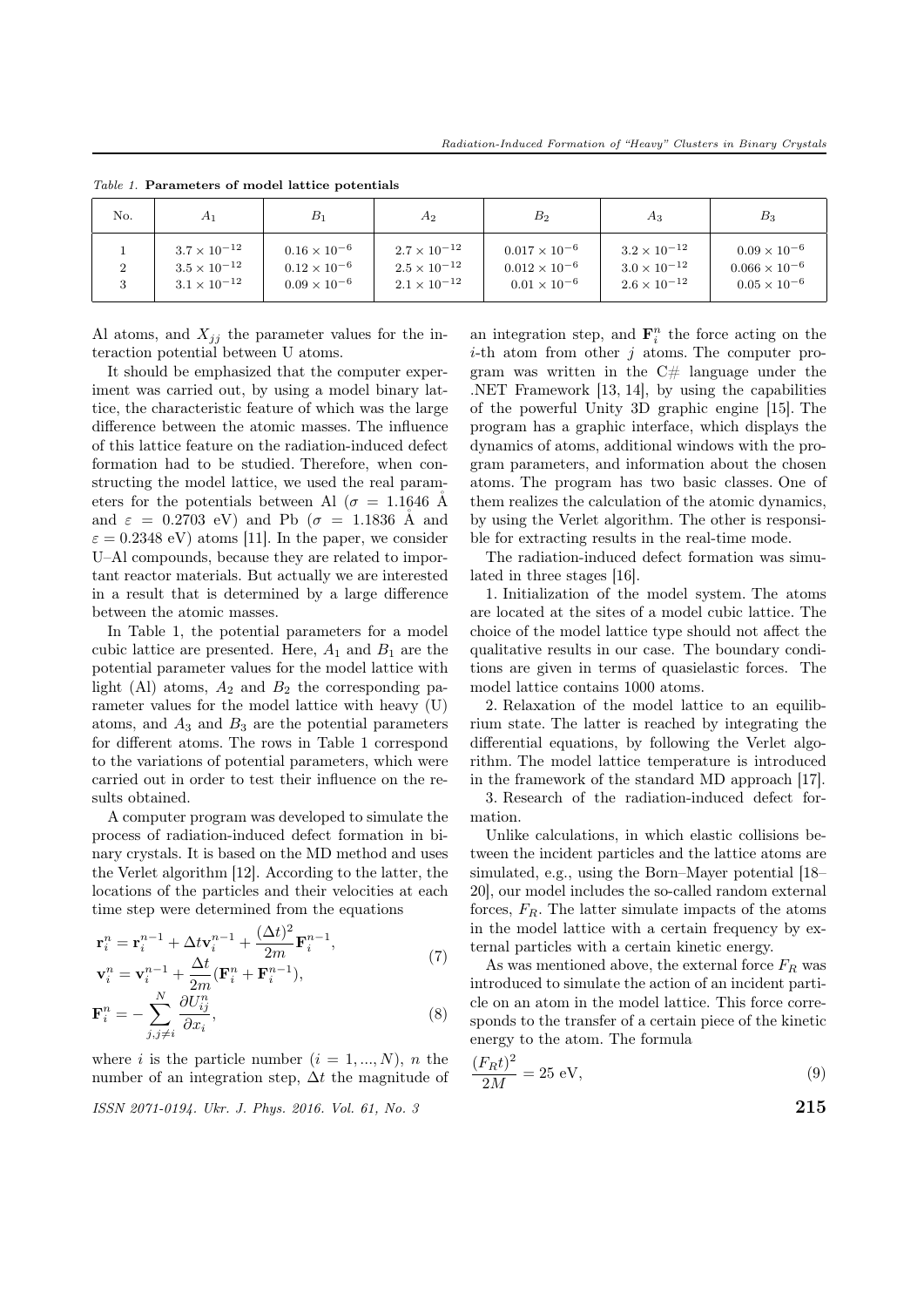*Table 1.* **Parameters of model lattice potentials**

| No. | $A_1$ | $B_1$ | $A_2$ | $B_2$ | $A_3$ | $B_3$ |
|---|---|---|---|---|---|---|
| 1 | $3.7 \times 10^{-12}$ | $0.16 \times 10^{-6}$ | $2.7 \times 10^{-12}$ | $0.017 \times 10^{-6}$ | $3.2 \times 10^{-12}$ | $0.09 \times 10^{-6}$ |
| 2 | $3.5 \times 10^{-12}$ | $0.12 \times 10^{-6}$ | $2.5 \times 10^{-12}$ | $0.012 \times 10^{-6}$ | $3.0 \times 10^{-12}$ | $0.066 \times 10^{-6}$ |
| 3 | $3.1 \times 10^{-12}$ | $0.09 \times 10^{-6}$ | $2.1 \times 10^{-12}$ | $0.01 \times 10^{-6}$ | $2.6 \times 10^{-12}$ | $0.05 \times 10^{-6}$ |

Al atoms, and $X_{jj}$ the parameter values for the interaction potential between U atoms.

It should be emphasized that the computer experiment was carried out, by using a model binary lattice, the characteristic feature of which was the large difference between the atomic masses. The influence of this lattice feature on the radiation-induced defect formation had to be studied. Therefore, when constructing the model lattice, we used the real parameters for the potentials between Al ($\sigma = 1.1646$ Å and $\varepsilon = 0.2703$ eV) and Pb ($\sigma = 1.1836$ Å and $\varepsilon = 0.2348$ eV) atoms [11]. In the paper, we consider U–Al compounds, because they are related to important reactor materials. But actually we are interested in a result that is determined by a large difference between the atomic masses.

In Table 1, the potential parameters for a model cubic lattice are presented. Here, $A_1$ and $B_1$ are the potential parameter values for the model lattice with light (Al) atoms, $A_2$ and $B_2$ the corresponding parameter values for the model lattice with heavy (U) atoms, and $A_3$ and $B_3$ are the potential parameters for different atoms. The rows in Table 1 correspond to the variations of potential parameters, which were carried out in order to test their influence on the results obtained.

A computer program was developed to simulate the process of radiation-induced defect formation in binary crystals. It is based on the MD method and uses the Verlet algorithm [12]. According to the latter, the locations of the particles and their velocities at each time step were determined from the equations

$$\mathbf{r}_i^n = \mathbf{r}_i^{n-1} + \Delta t \mathbf{v}_i^{n-1} + \frac{(\Delta t)^2}{2m}\mathbf{F}_i^{n-1},$$
$$\mathbf{v}_i^n = \mathbf{v}_i^{n-1} + \frac{\Delta t}{2m}(\mathbf{F}_i^n + \mathbf{F}_i^{n-1}), \tag{7}$$

$$\mathbf{F}_i^n = -\sum_{j,j\neq i}^{N} \frac{\partial U_{ij}^n}{\partial x_i}, \tag{8}$$

where $i$ is the particle number ($i = 1, ..., N$), $n$ the number of an integration step, $\Delta t$ the magnitude of an integration step, and $\mathbf{F}_i^n$ the force acting on the $i$-th atom from other $j$ atoms. The computer program was written in the C# language under the .NET Framework [13, 14], by using the capabilities of the powerful Unity 3D graphic engine [15]. The program has a graphic interface, which displays the dynamics of atoms, additional windows with the program parameters, and information about the chosen atoms. The program has two basic classes. One of them realizes the calculation of the atomic dynamics, by using the Verlet algorithm. The other is responsible for extracting results in the real-time mode.

The radiation-induced defect formation was simulated in three stages [16].

1. Initialization of the model system. The atoms are located at the sites of a model cubic lattice. The choice of the model lattice type should not affect the qualitative results in our case. The boundary conditions are given in terms of quasielastic forces. The model lattice contains 1000 atoms.

2. Relaxation of the model lattice to an equilibrium state. The latter is reached by integrating the differential equations, by following the Verlet algorithm. The model lattice temperature is introduced in the framework of the standard MD approach [17].

3. Research of the radiation-induced defect formation.

Unlike calculations, in which elastic collisions between the incident particles and the lattice atoms are simulated, e.g., using the Born–Mayer potential [18–20], our model includes the so-called random external forces, $F_R$. The latter simulate impacts of the atoms in the model lattice with a certain frequency by external particles with a certain kinetic energy.

As was mentioned above, the external force $F_R$ was introduced to simulate the action of an incident particle on an atom in the model lattice. This force corresponds to the transfer of a certain piece of the kinetic energy to the atom. The formula

$$\frac{(F_R t)^2}{2M} = 25 \text{ eV}, \tag{9}$$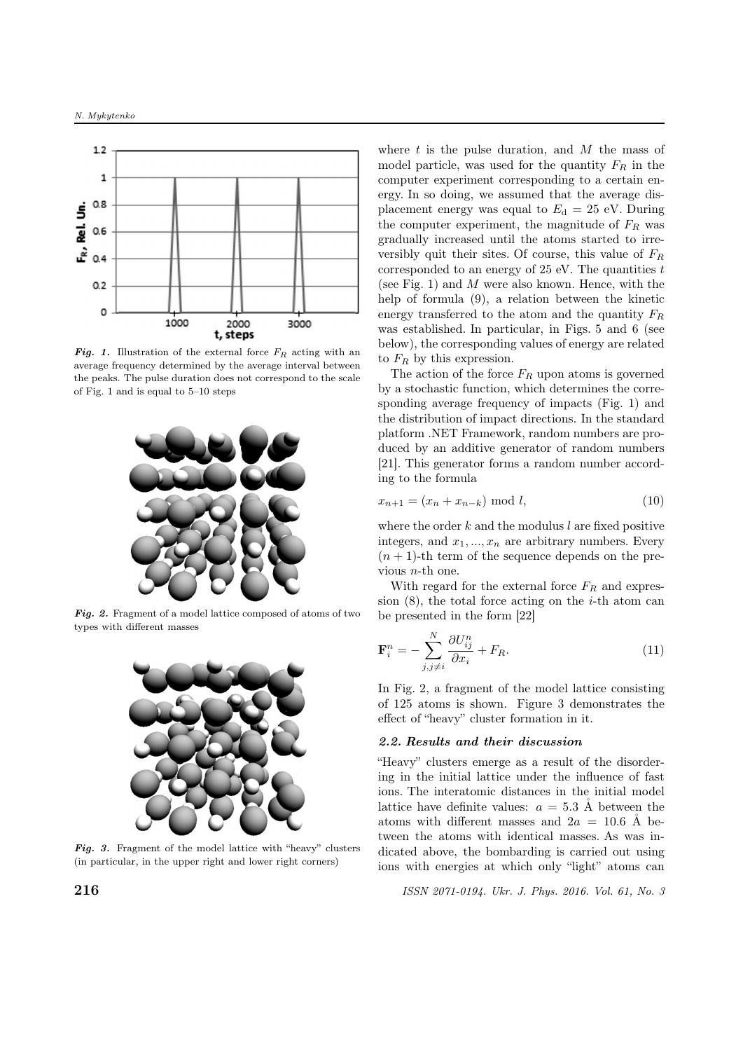*Fig. 1.* Illustration of the external force $F_R$ acting with an average frequency determined by the average interval between the peaks. The pulse duration does not correspond to the scale of Fig. 1 and is equal to 5–10 steps

*Fig. 2.* Fragment of a model lattice composed of atoms of two types with different masses

*Fig. 3.* Fragment of the model lattice with "heavy" clusters (in particular, in the upper right and lower right corners)

where $t$ is the pulse duration, and $M$ the mass of model particle, was used for the quantity $F_R$ in the computer experiment corresponding to a certain energy. In so doing, we assumed that the average displacement energy was equal to $E_\mathrm{d} = 25$ eV. During the computer experiment, the magnitude of $F_R$ was gradually increased until the atoms started to irreversibly quit their sites. Of course, this value of $F_R$ corresponded to an energy of 25 eV. The quantities $t$ (see Fig. 1) and $M$ were also known. Hence, with the help of formula (9), a relation between the kinetic energy transferred to the atom and the quantity $F_R$ was established. In particular, in Figs. 5 and 6 (see below), the corresponding values of energy are related to $F_R$ by this expression.

The action of the force $F_R$ upon atoms is governed by a stochastic function, which determines the corresponding average frequency of impacts (Fig. 1) and the distribution of impact directions. In the standard platform .NET Framework, random numbers are produced by an additive generator of random numbers [21]. This generator forms a random number according to the formula

$$x_{n+1} = (x_n + x_{n-k}) \bmod l, \tag{10}$$

where the order $k$ and the modulus $l$ are fixed positive integers, and $x_1, ..., x_n$ are arbitrary numbers. Every $(n+1)$-th term of the sequence depends on the previous $n$-th one.

With regard for the external force $F_R$ and expression (8), the total force acting on the $i$-th atom can be presented in the form [22]

$$\mathbf{F}_i^n = -\sum_{j,j\neq i}^{N} \frac{\partial U_{ij}^n}{\partial x_i} + F_R. \tag{11}$$

In Fig. 2, a fragment of the model lattice consisting of 125 atoms is shown. Figure 3 demonstrates the effect of "heavy" cluster formation in it.

### *2.2. Results and their discussion*

"Heavy" clusters emerge as a result of the disordering in the initial lattice under the influence of fast ions. The interatomic distances in the initial model lattice have definite values: $a = 5.3$ Å between the atoms with different masses and $2a = 10.6$ Å between the atoms with identical masses. As was indicated above, the bombarding is carried out using ions with energies at which only "light" atoms can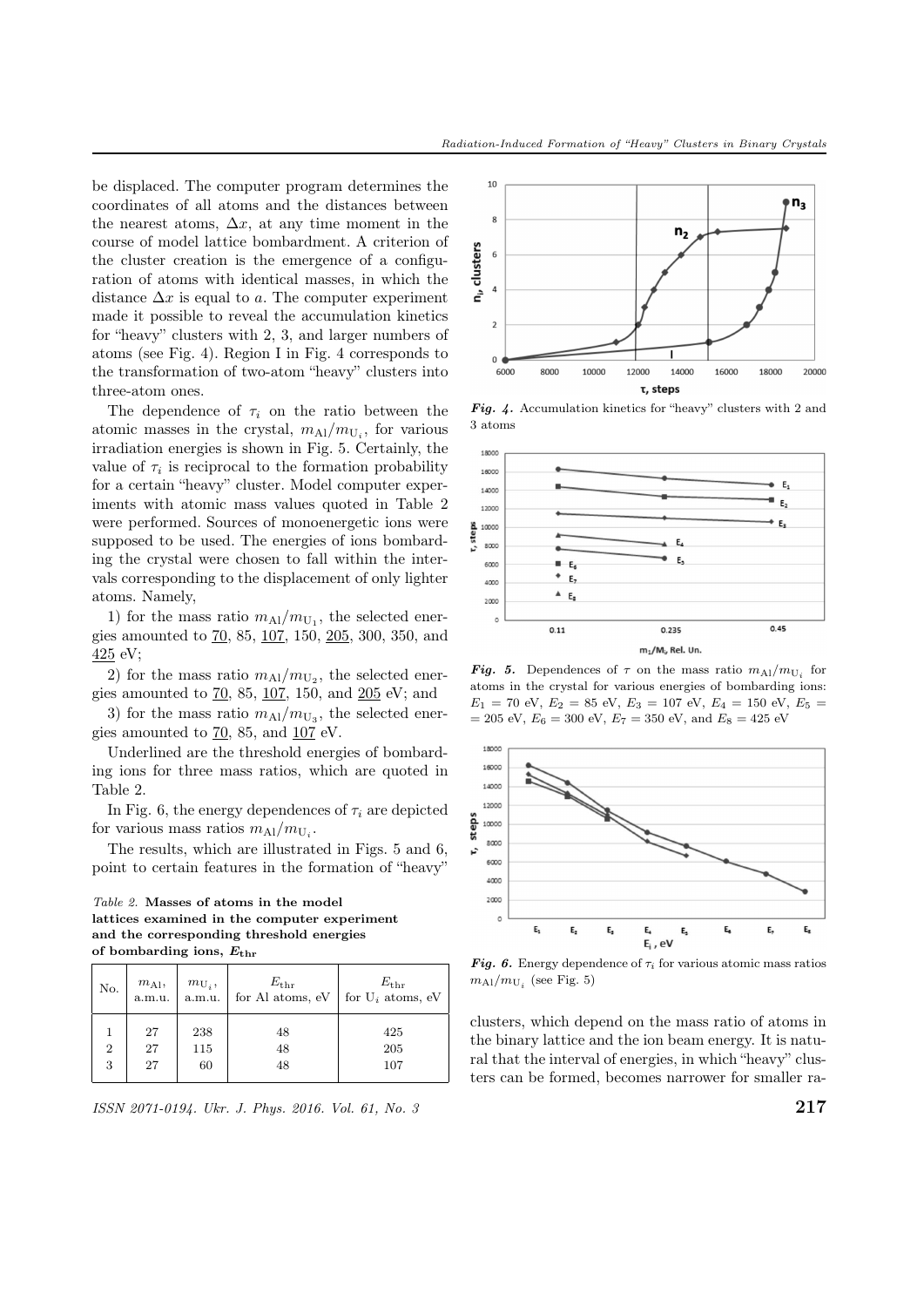be displaced. The computer program determines the coordinates of all atoms and the distances between the nearest atoms, $\Delta x$, at any time moment in the course of model lattice bombardment. A criterion of the cluster creation is the emergence of a configuration of atoms with identical masses, in which the distance $\Delta x$ is equal to $a$. The computer experiment made it possible to reveal the accumulation kinetics for "heavy" clusters with 2, 3, and larger numbers of atoms (see Fig. 4). Region I in Fig. 4 corresponds to the transformation of two-atom "heavy" clusters into three-atom ones.

The dependence of $\tau_i$ on the ratio between the atomic masses in the crystal, $m_{\rm Al}/m_{{\rm U}_i}$, for various irradiation energies is shown in Fig. 5. Certainly, the value of $\tau_i$ is reciprocal to the formation probability for a certain "heavy" cluster. Model computer experiments with atomic mass values quoted in Table 2 were performed. Sources of monoenergetic ions were supposed to be used. The energies of ions bombarding the crystal were chosen to fall within the intervals corresponding to the displacement of only lighter atoms. Namely,

1) for the mass ratio $m_{\rm Al}/m_{{\rm U}_1}$, the selected energies amounted to <u>70</u>, 85, <u>107</u>, 150, <u>205</u>, 300, 350, and <u>425</u> eV;

2) for the mass ratio $m_{\rm Al}/m_{{\rm U}_2}$, the selected energies amounted to <u>70</u>, 85, <u>107</u>, 150, and <u>205</u> eV; and

3) for the mass ratio $m_{\rm Al}/m_{{\rm U}_3}$, the selected energies amounted to <u>70</u>, 85, and <u>107</u> eV.

Underlined are the threshold energies of bombarding ions for three mass ratios, which are quoted in Table 2.

In Fig. 6, the energy dependences of $\tau_i$ are depicted for various mass ratios $m_{\rm Al}/m_{{\rm U}_i}$.

The results, which are illustrated in Figs. 5 and 6, point to certain features in the formation of "heavy" clusters, which depend on the mass ratio of atoms in the binary lattice and the ion beam energy. It is natural that the interval of energies, in which "heavy" clusters can be formed, becomes narrower for smaller ra-

*Fig. 4.* Accumulation kinetics for "heavy" clusters with 2 and 3 atoms

*Fig. 5.* Dependences of $\tau$ on the mass ratio $m_{\rm Al}/m_{{\rm U}_i}$ for atoms in the crystal for various energies of bombarding ions: $E_1 = 70$ eV, $E_2 = 85$ eV, $E_3 = 107$ eV, $E_4 = 150$ eV, $E_5 = 205$ eV, $E_6 = 300$ eV, $E_7 = 350$ eV, and $E_8 = 425$ eV

*Fig. 6.* Energy dependence of $\tau_i$ for various atomic mass ratios $m_{\rm Al}/m_{{\rm U}_i}$ (see Fig. 5)

*Table 2.* **Masses of atoms in the model lattices examined in the computer experiment and the corresponding threshold energies of bombarding ions, $E_{\rm thr}$**

| No. | $m_{\rm Al}$, a.m.u. | $m_{{\rm U}_i}$, a.m.u. | $E_{\rm thr}$ for Al atoms, eV | $E_{\rm thr}$ for $\rm U_i$ atoms, eV |
|---|---|---|---|---|
| 1 | 27 | 238 | 48 | 425 |
| 2 | 27 | 115 | 48 | 205 |
| 3 | 27 | 60 | 48 | 107 |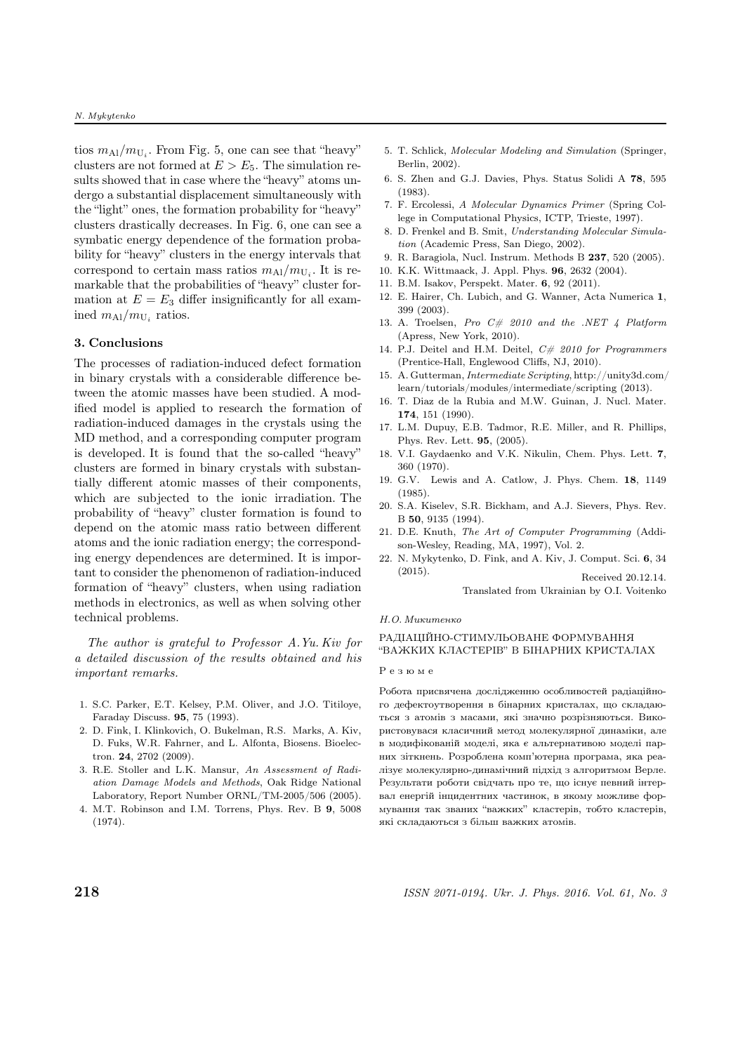tios $m_{\mathrm{Al}}/m_{\mathrm{U}_i}$. From Fig. 5, one can see that "heavy" clusters are not formed at $E > E_5$. The simulation results showed that in case where the "heavy" atoms undergo a substantial displacement simultaneously with the "light" ones, the formation probability for "heavy" clusters drastically decreases. In Fig. 6, one can see a symbatic energy dependence of the formation probability for "heavy" clusters in the energy intervals that correspond to certain mass ratios $m_{\mathrm{Al}}/m_{\mathrm{U}_i}$. It is remarkable that the probabilities of "heavy" cluster formation at $E = E_3$ differ insignificantly for all examined $m_{\mathrm{Al}}/m_{\mathrm{U}_i}$ ratios.

### 3. Conclusions

The processes of radiation-induced defect formation in binary crystals with a considerable difference between the atomic masses have been studied. A modified model is applied to research the formation of radiation-induced damages in the crystals using the MD method, and a corresponding computer program is developed. It is found that the so-called "heavy" clusters are formed in binary crystals with substantially different atomic masses of their components, which are subjected to the ionic irradiation. The probability of "heavy" cluster formation is found to depend on the atomic mass ratio between different atoms and the ionic radiation energy; the corresponding energy dependences are determined. It is important to consider the phenomenon of radiation-induced formation of "heavy" clusters, when using radiation methods in electronics, as well as when solving other technical problems.

*The author is grateful to Professor A.Yu. Kiv for a detailed discussion of the results obtained and his important remarks.*

1. S.C. Parker, E.T. Kelsey, P.M. Oliver, and J.O. Titiloye, Faraday Discuss. **95**, 75 (1993).
2. D. Fink, I. Klinkovich, O. Bukelman, R.S. Marks, A. Kiv, D. Fuks, W.R. Fahrner, and L. Alfonta, Biosens. Bioelectron. **24**, 2702 (2009).
3. R.E. Stoller and L.K. Mansur, *An Assessment of Radiation Damage Models and Methods*, Oak Ridge National Laboratory, Report Number ORNL/TM-2005/506 (2005).
4. M.T. Robinson and I.M. Torrens, Phys. Rev. B **9**, 5008 (1974).
5. T. Schlick, *Molecular Modeling and Simulation* (Springer, Berlin, 2002).
6. S. Zhen and G.J. Davies, Phys. Status Solidi A **78**, 595 (1983).
7. F. Ercolessi, *A Molecular Dynamics Primer* (Spring College in Computational Physics, ICTP, Trieste, 1997).
8. D. Frenkel and B. Smit, *Understanding Molecular Simulation* (Academic Press, San Diego, 2002).
9. R. Baragiola, Nucl. Instrum. Methods B **237**, 520 (2005).
10. K.K. Wittmaack, J. Appl. Phys. **96**, 2632 (2004).
11. B.M. Isakov, Perspekt. Mater. **6**, 92 (2011).
12. E. Hairer, Ch. Lubich, and G. Wanner, Acta Numerica **1**, 399 (2003).
13. A. Troelsen, *Pro C# 2010 and the .NET 4 Platform* (Apress, New York, 2010).
14. P.J. Deitel and H.M. Deitel, *C# 2010 for Programmers* (Prentice-Hall, Englewood Cliffs, NJ, 2010).
15. A. Gutterman, *Intermediate Scripting*, http://unity3d.com/learn/tutorials/modules/intermediate/scripting (2013).
16. T. Diaz de la Rubia and M.W. Guinan, J. Nucl. Mater. **174**, 151 (1990).
17. L.M. Dupuy, E.B. Tadmor, R.E. Miller, and R. Phillips, Phys. Rev. Lett. **95**, (2005).
18. V.I. Gaydaenko and V.K. Nikulin, Chem. Phys. Lett. **7**, 360 (1970).
19. G.V. Lewis and A. Catlow, J. Phys. Chem. **18**, 1149 (1985).
20. S.A. Kiselev, S.R. Bickham, and A.J. Sievers, Phys. Rev. B **50**, 9135 (1994).
21. D.E. Knuth, *The Art of Computer Programming* (Addison-Wesley, Reading, MA, 1997), Vol. 2.
22. N. Mykytenko, D. Fink, and A. Kiv, J. Comput. Sci. **6**, 34 (2015).

Received 20.12.14.
Translated from Ukrainian by O.I. Voitenko

*Н.О. Микитенко*

РАДІАЦІЙНО-СТИМУЛЬОВАНЕ ФОРМУВАННЯ "ВАЖКИХ КЛАСТЕРІВ" В БІНАРНИХ КРИСТАЛАХ

Р е з ю м е

Робота присвячена дослідженню особливостей радіаційного дефектоутворення в бінарних кристалах, що складаються з атомів з масами, які значно розрізняються. Використовувався класичний метод молекулярної динаміки, але в модифікованій моделі, яка є альтернативою моделі парних зіткнень. Розроблена комп'ютерна програма, яка реалізує молекулярно-динамічний підхід з алгоритмом Верле. Результати роботи свідчать про те, що існує певний інтервал енергій інцидентних частинок, в якому можливе формування так званих "важких" кластерів, тобто кластерів, які складаються з більш важких атомів.